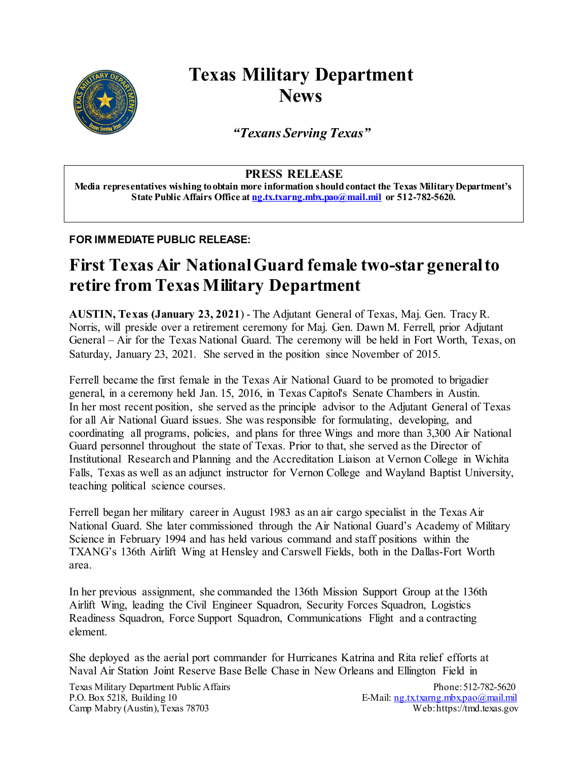# Texas Military Department News

*"Texans Serving Texas"*

**PRESS RELEASE**
**Media representatives wishing to obtain more information should contact the Texas Military Department's State Public Affairs Office at ng.tx.txarng.mbx.pao@mail.mil or 512-782-5620.**

**FOR IMMEDIATE PUBLIC RELEASE:**

## First Texas Air National Guard female two-star general to retire from Texas Military Department

**AUSTIN, Texas (January 23, 2021)** - The Adjutant General of Texas, Maj. Gen. Tracy R. Norris, will preside over a retirement ceremony for Maj. Gen. Dawn M. Ferrell, prior Adjutant General – Air for the Texas National Guard. The ceremony will be held in Fort Worth, Texas, on Saturday, January 23, 2021. She served in the position since November of 2015.

Ferrell became the first female in the Texas Air National Guard to be promoted to brigadier general, in a ceremony held Jan. 15, 2016, in Texas Capitol's Senate Chambers in Austin. In her most recent position, she served as the principle advisor to the Adjutant General of Texas for all Air National Guard issues. She was responsible for formulating, developing, and coordinating all programs, policies, and plans for three Wings and more than 3,300 Air National Guard personnel throughout the state of Texas. Prior to that, she served as the Director of Institutional Research and Planning and the Accreditation Liaison at Vernon College in Wichita Falls, Texas as well as an adjunct instructor for Vernon College and Wayland Baptist University, teaching political science courses.

Ferrell began her military career in August 1983 as an air cargo specialist in the Texas Air National Guard. She later commissioned through the Air National Guard's Academy of Military Science in February 1994 and has held various command and staff positions within the TXANG's 136th Airlift Wing at Hensley and Carswell Fields, both in the Dallas-Fort Worth area.

In her previous assignment, she commanded the 136th Mission Support Group at the 136th Airlift Wing, leading the Civil Engineer Squadron, Security Forces Squadron, Logistics Readiness Squadron, Force Support Squadron, Communications Flight and a contracting element.

She deployed as the aerial port commander for Hurricanes Katrina and Rita relief efforts at Naval Air Station Joint Reserve Base Belle Chase in New Orleans and Ellington Field in

Texas Military Department Public Affairs
P.O. Box 5218, Building 10
Camp Mabry (Austin), Texas 78703

Phone: 512-782-5620
E-Mail: ng.tx.txarng.mbx.pao@mail.mil
Web: https://tmd.texas.gov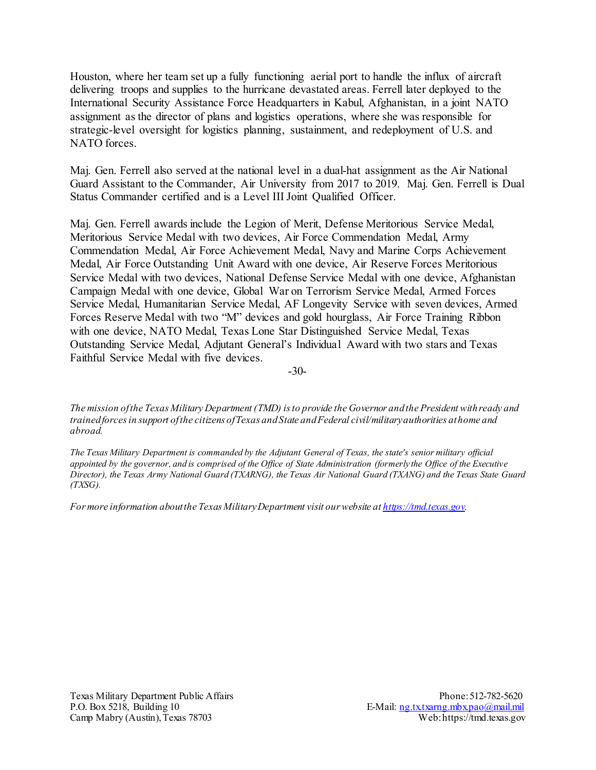Houston, where her team set up a fully functioning aerial port to handle the influx of aircraft delivering troops and supplies to the hurricane devastated areas. Ferrell later deployed to the International Security Assistance Force Headquarters in Kabul, Afghanistan, in a joint NATO assignment as the director of plans and logistics operations, where she was responsible for strategic-level oversight for logistics planning, sustainment, and redeployment of U.S. and NATO forces.

Maj. Gen. Ferrell also served at the national level in a dual-hat assignment as the Air National Guard Assistant to the Commander, Air University from 2017 to 2019. Maj. Gen. Ferrell is Dual Status Commander certified and is a Level III Joint Qualified Officer.

Maj. Gen. Ferrell awards include the Legion of Merit, Defense Meritorious Service Medal, Meritorious Service Medal with two devices, Air Force Commendation Medal, Army Commendation Medal, Air Force Achievement Medal, Navy and Marine Corps Achievement Medal, Air Force Outstanding Unit Award with one device, Air Reserve Forces Meritorious Service Medal with two devices, National Defense Service Medal with one device, Afghanistan Campaign Medal with one device, Global War on Terrorism Service Medal, Armed Forces Service Medal, Humanitarian Service Medal, AF Longevity Service with seven devices, Armed Forces Reserve Medal with two "M" devices and gold hourglass, Air Force Training Ribbon with one device, NATO Medal, Texas Lone Star Distinguished Service Medal, Texas Outstanding Service Medal, Adjutant General's Individual Award with two stars and Texas Faithful Service Medal with five devices.

-30-

*The mission of the Texas Military Department (TMD) is to provide the Governor and the President with ready and trained forces in support of the citizens of Texas and State and Federal civil/military authorities at home and abroad.*

*The Texas Military Department is commanded by the Adjutant General of Texas, the state's senior military official appointed by the governor, and is comprised of the Office of State Administration (formerly the Office of the Executive Director), the Texas Army National Guard (TXARNG), the Texas Air National Guard (TXANG) and the Texas State Guard (TXSG).*

*For more information about the Texas Military Department visit our website at [https://tmd.texas.gov](https://tmd.texas.gov).*

Texas Military Department Public Affairs
P.O. Box 5218, Building 10
Camp Mabry (Austin), Texas 78703

Phone: 512-782-5620
E-Mail: ng.tx.txarng.mbx.pao@mail.mil
Web: https://tmd.texas.gov